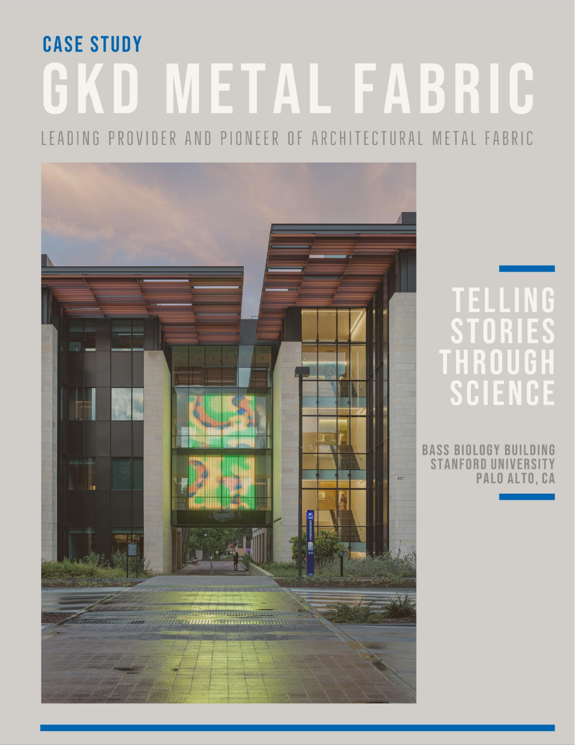CASE STUDY

# GKD METAL FABRIC

LEADING PROVIDER AND PIONEER OF ARCHITECTURAL METAL FABRIC

## TELLING STORIES THROUGH SCIENCE

**BASS BIOLOGY BUILDING**
**STANFORD UNIVERSITY**
**PALO ALTO, CA**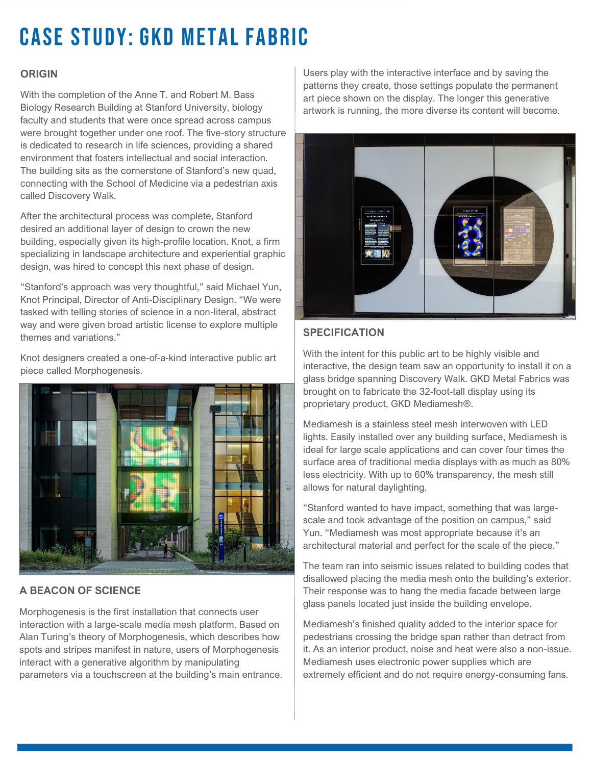# CASE STUDY: GKD METAL FABRIC

## ORIGIN

With the completion of the Anne T. and Robert M. Bass Biology Research Building at Stanford University, biology faculty and students that were once spread across campus were brought together under one roof. The five-story structure is dedicated to research in life sciences, providing a shared environment that fosters intellectual and social interaction. The building sits as the cornerstone of Stanford's new quad, connecting with the School of Medicine via a pedestrian axis called Discovery Walk.

After the architectural process was complete, Stanford desired an additional layer of design to crown the new building, especially given its high-profile location. Knot, a firm specializing in landscape architecture and experiential graphic design, was hired to concept this next phase of design.

"Stanford's approach was very thoughtful," said Michael Yun, Knot Principal, Director of Anti-Disciplinary Design. "We were tasked with telling stories of science in a non-literal, abstract way and were given broad artistic license to explore multiple themes and variations."

Knot designers created a one-of-a-kind interactive public art piece called Morphogenesis.

## A BEACON OF SCIENCE

Morphogenesis is the first installation that connects user interaction with a large-scale media mesh platform. Based on Alan Turing's theory of Morphogenesis, which describes how spots and stripes manifest in nature, users of Morphogenesis interact with a generative algorithm by manipulating parameters via a touchscreen at the building's main entrance.

Users play with the interactive interface and by saving the patterns they create, those settings populate the permanent art piece shown on the display. The longer this generative artwork is running, the more diverse its content will become.

## SPECIFICATION

With the intent for this public art to be highly visible and interactive, the design team saw an opportunity to install it on a glass bridge spanning Discovery Walk. GKD Metal Fabrics was brought on to fabricate the 32-foot-tall display using its proprietary product, GKD Mediamesh®.

Mediamesh is a stainless steel mesh interwoven with LED lights. Easily installed over any building surface, Mediamesh is ideal for large scale applications and can cover four times the surface area of traditional media displays with as much as 80% less electricity. With up to 60% transparency, the mesh still allows for natural daylighting.

"Stanford wanted to have impact, something that was large-scale and took advantage of the position on campus," said Yun. "Mediamesh was most appropriate because it's an architectural material and perfect for the scale of the piece."

The team ran into seismic issues related to building codes that disallowed placing the media mesh onto the building's exterior. Their response was to hang the media facade between large glass panels located just inside the building envelope.

Mediamesh's finished quality added to the interior space for pedestrians crossing the bridge span rather than detract from it. As an interior product, noise and heat were also a non-issue. Mediamesh uses electronic power supplies which are extremely efficient and do not require energy-consuming fans.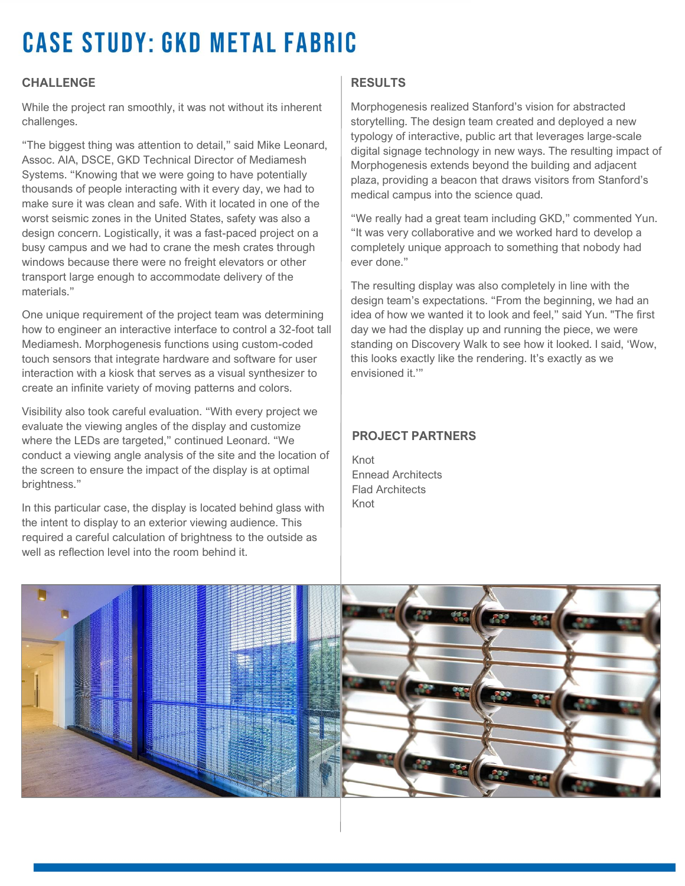# CASE STUDY: GKD METAL FABRIC

## CHALLENGE

While the project ran smoothly, it was not without its inherent challenges.

"The biggest thing was attention to detail," said Mike Leonard, Assoc. AIA, DSCE, GKD Technical Director of Mediamesh Systems. "Knowing that we were going to have potentially thousands of people interacting with it every day, we had to make sure it was clean and safe. With it located in one of the worst seismic zones in the United States, safety was also a design concern. Logistically, it was a fast-paced project on a busy campus and we had to crane the mesh crates through windows because there were no freight elevators or other transport large enough to accommodate delivery of the materials."

One unique requirement of the project team was determining how to engineer an interactive interface to control a 32-foot tall Mediamesh. Morphogenesis functions using custom-coded touch sensors that integrate hardware and software for user interaction with a kiosk that serves as a visual synthesizer to create an infinite variety of moving patterns and colors.

Visibility also took careful evaluation. "With every project we evaluate the viewing angles of the display and customize where the LEDs are targeted," continued Leonard. "We conduct a viewing angle analysis of the site and the location of the screen to ensure the impact of the display is at optimal brightness."

In this particular case, the display is located behind glass with the intent to display to an exterior viewing audience. This required a careful calculation of brightness to the outside as well as reflection level into the room behind it.

## RESULTS

Morphogenesis realized Stanford's vision for abstracted storytelling. The design team created and deployed a new typology of interactive, public art that leverages large-scale digital signage technology in new ways. The resulting impact of Morphogenesis extends beyond the building and adjacent plaza, providing a beacon that draws visitors from Stanford's medical campus into the science quad.

"We really had a great team including GKD," commented Yun. "It was very collaborative and we worked hard to develop a completely unique approach to something that nobody had ever done."

The resulting display was also completely in line with the design team's expectations. "From the beginning, we had an idea of how we wanted it to look and feel," said Yun. "The first day we had the display up and running the piece, we were standing on Discovery Walk to see how it looked. I said, 'Wow, this looks exactly like the rendering. It's exactly as we envisioned it.'"

## PROJECT PARTNERS

Knot
Ennead Architects
Flad Architects
Knot